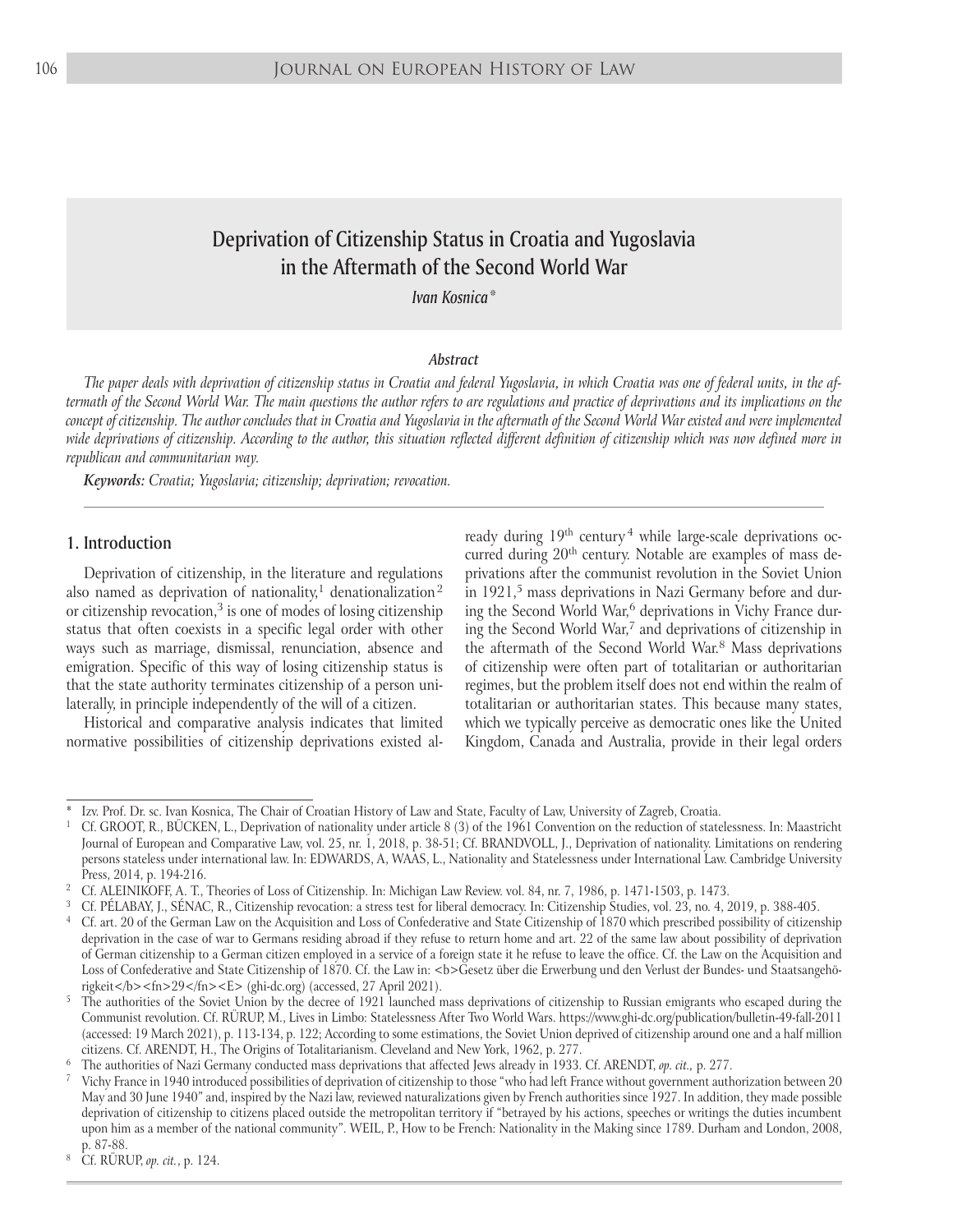# Deprivation of Citizenship Status in Croatia and Yugoslavia in the Aftermath of the Second World War

*Ivan Kosnica*[*]

### Abstract

*The paper deals with deprivation of citizenship status in Croatia and federal Yugoslavia, in which Croatia was one of federal units, in the aftermath of the Second World War. The main questions the author refers to are regulations and practice of deprivations and its implications on the concept of citizenship. The author concludes that in Croatia and Yugoslavia in the aftermath of the Second World War existed and were implemented wide deprivations of citizenship. According to the author, this situation reflected different definition of citizenship which was now defined more in republican and communitarian way.*

***Keywords:*** *Croatia; Yugoslavia; citizenship; deprivation; revocation.*

## 1. Introduction

Deprivation of citizenship, in the literature and regulations also named as deprivation of nationality,[1] denationalization[2] or citizenship revocation,[3] is one of modes of losing citizenship status that often coexists in a specific legal order with other ways such as marriage, dismissal, renunciation, absence and emigration. Specific of this way of losing citizenship status is that the state authority terminates citizenship of a person unilaterally, in principle independently of the will of a citizen.

Historical and comparative analysis indicates that limited normative possibilities of citizenship deprivations existed already during 19th century[4] while large-scale deprivations occurred during 20th century. Notable are examples of mass deprivations after the communist revolution in the Soviet Union in 1921,[5] mass deprivations in Nazi Germany before and during the Second World War,[6] deprivations in Vichy France during the Second World War,[7] and deprivations of citizenship in the aftermath of the Second World War.[8] Mass deprivations of citizenship were often part of totalitarian or authoritarian regimes, but the problem itself does not end within the realm of totalitarian or authoritarian states. This because many states, which we typically perceive as democratic ones like the United Kingdom, Canada and Australia, provide in their legal orders

---

[*] Izv. Prof. Dr. sc. Ivan Kosnica, The Chair of Croatian History of Law and State, Faculty of Law, University of Zagreb, Croatia.

[1] Cf. GROOT, R., BÜCKEN, L., Deprivation of nationality under article 8 (3) of the 1961 Convention on the reduction of statelessness. In: Maastricht Journal of European and Comparative Law, vol. 25, nr. 1, 2018, p. 38-51; Cf. BRANDVOLL, J., Deprivation of nationality. Limitations on rendering persons stateless under international law. In: EDWARDS, A, WAAS, L., Nationality and Statelessness under International Law. Cambridge University Press, 2014, p. 194-216.

[2] Cf. ALEINIKOFF, A. T., Theories of Loss of Citizenship. In: Michigan Law Review. vol. 84, nr. 7, 1986, p. 1471-1503, p. 1473.

[3] Cf. PÉLABAY, J., SÉNAC, R., Citizenship revocation: a stress test for liberal democracy. In: Citizenship Studies, vol. 23, no. 4, 2019, p. 388-405.

[4] Cf. art. 20 of the German Law on the Acquisition and Loss of Confederative and State Citizenship of 1870 which prescribed possibility of citizenship deprivation in the case of war to Germans residing abroad if they refuse to return home and art. 22 of the same law about possibility of deprivation of German citizenship to a German citizen employed in a service of a foreign state it he refuse to leave the office. Cf. the Law on the Acquisition and Loss of Confederative and State Citizenship of 1870. Cf. the Law in: <b>Gesetz über die Erwerbung und den Verlust der Bundes- und Staatsangehörigkeit</b><fn>29</fn><E> (ghi-dc.org) (accessed, 27 April 2021).

[5] The authorities of the Soviet Union by the decree of 1921 launched mass deprivations of citizenship to Russian emigrants who escaped during the Communist revolution. Cf. RÜRUP, M., Lives in Limbo: Statelessness After Two World Wars. https://www.ghi-dc.org/publication/bulletin-49-fall-2011 (accessed: 19 March 2021), p. 113-134, p. 122; According to some estimations, the Soviet Union deprived of citizenship around one and a half million citizens. Cf. ARENDT, H., The Origins of Totalitarianism. Cleveland and New York, 1962, p. 277.

[6] The authorities of Nazi Germany conducted mass deprivations that affected Jews already in 1933. Cf. ARENDT, *op. cit.,* p. 277.

[7] Vichy France in 1940 introduced possibilities of deprivation of citizenship to those "who had left France without government authorization between 20 May and 30 June 1940" and, inspired by the Nazi law, reviewed naturalizations given by French authorities since 1927. In addition, they made possible deprivation of citizenship to citizens placed outside the metropolitan territory if "betrayed by his actions, speeches or writings the duties incumbent upon him as a member of the national community". WEIL, P., How to be French: Nationality in the Making since 1789. Durham and London, 2008, p. 87-88.

[8] Cf. RÜRUP, *op. cit.*, p. 124.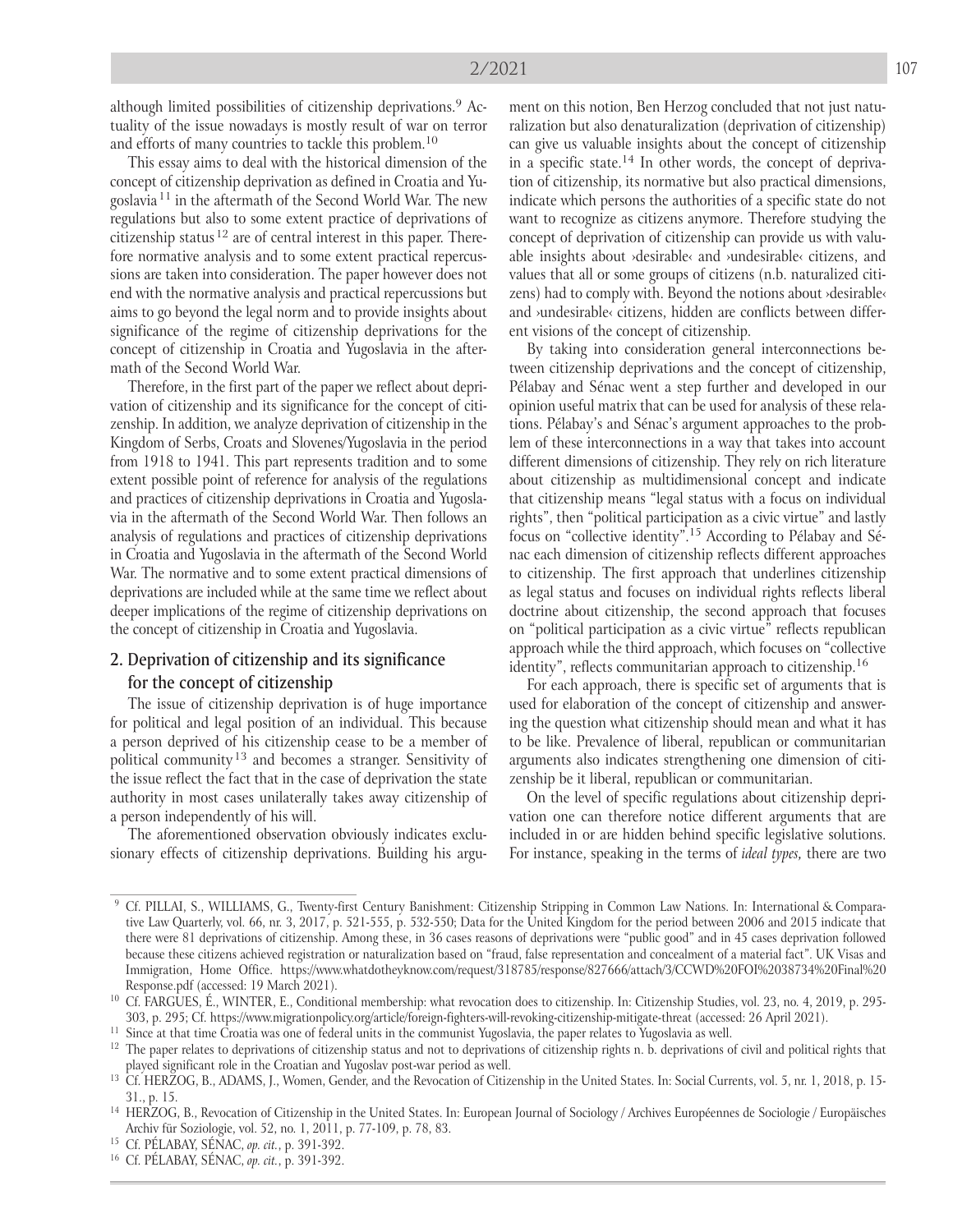although limited possibilities of citizenship deprivations.[9] Actuality of the issue nowadays is mostly result of war on terror and efforts of many countries to tackle this problem.[10]

This essay aims to deal with the historical dimension of the concept of citizenship deprivation as defined in Croatia and Yugoslavia[11] in the aftermath of the Second World War. The new regulations but also to some extent practice of deprivations of citizenship status[12] are of central interest in this paper. Therefore normative analysis and to some extent practical repercussions are taken into consideration. The paper however does not end with the normative analysis and practical repercussions but aims to go beyond the legal norm and to provide insights about significance of the regime of citizenship deprivations for the concept of citizenship in Croatia and Yugoslavia in the aftermath of the Second World War.

Therefore, in the first part of the paper we reflect about deprivation of citizenship and its significance for the concept of citizenship. In addition, we analyze deprivation of citizenship in the Kingdom of Serbs, Croats and Slovenes/Yugoslavia in the period from 1918 to 1941. This part represents tradition and to some extent possible point of reference for analysis of the regulations and practices of citizenship deprivations in Croatia and Yugoslavia in the aftermath of the Second World War. Then follows an analysis of regulations and practices of citizenship deprivations in Croatia and Yugoslavia in the aftermath of the Second World War. The normative and to some extent practical dimensions of deprivations are included while at the same time we reflect about deeper implications of the regime of citizenship deprivations on the concept of citizenship in Croatia and Yugoslavia.

## 2. Deprivation of citizenship and its significance for the concept of citizenship

The issue of citizenship deprivation is of huge importance for political and legal position of an individual. This because a person deprived of his citizenship cease to be a member of political community[13] and becomes a stranger. Sensitivity of the issue reflect the fact that in the case of deprivation the state authority in most cases unilaterally takes away citizenship of a person independently of his will.

The aforementioned observation obviously indicates exclusionary effects of citizenship deprivations. Building his argument on this notion, Ben Herzog concluded that not just naturalization but also denaturalization (deprivation of citizenship) can give us valuable insights about the concept of citizenship in a specific state.[14] In other words, the concept of deprivation of citizenship, its normative but also practical dimensions, indicate which persons the authorities of a specific state do not want to recognize as citizens anymore. Therefore studying the concept of deprivation of citizenship can provide us with valuable insights about ›desirable‹ and ›undesirable‹ citizens, and values that all or some groups of citizens (n.b. naturalized citizens) had to comply with. Beyond the notions about ›desirable‹ and ›undesirable‹ citizens, hidden are conflicts between different visions of the concept of citizenship.

By taking into consideration general interconnections between citizenship deprivations and the concept of citizenship, Pélabay and Sénac went a step further and developed in our opinion useful matrix that can be used for analysis of these relations. Pélabay's and Sénac's argument approaches to the problem of these interconnections in a way that takes into account different dimensions of citizenship. They rely on rich literature about citizenship as multidimensional concept and indicate that citizenship means "legal status with a focus on individual rights", then "political participation as a civic virtue" and lastly focus on "collective identity".[15] According to Pélabay and Sénac each dimension of citizenship reflects different approaches to citizenship. The first approach that underlines citizenship as legal status and focuses on individual rights reflects liberal doctrine about citizenship, the second approach that focuses on "political participation as a civic virtue" reflects republican approach while the third approach, which focuses on "collective identity", reflects communitarian approach to citizenship.[16]

For each approach, there is specific set of arguments that is used for elaboration of the concept of citizenship and answering the question what citizenship should mean and what it has to be like. Prevalence of liberal, republican or communitarian arguments also indicates strengthening one dimension of citizenship be it liberal, republican or communitarian.

On the level of specific regulations about citizenship deprivation one can therefore notice different arguments that are included in or are hidden behind specific legislative solutions. For instance, speaking in the terms of *ideal types,* there are two

---

[9] Cf. PILLAI, S., WILLIAMS, G., Twenty-first Century Banishment: Citizenship Stripping in Common Law Nations. In: International & Comparative Law Quarterly, vol. 66, nr. 3, 2017, p. 521-555, p. 532-550; Data for the United Kingdom for the period between 2006 and 2015 indicate that there were 81 deprivations of citizenship. Among these, in 36 cases reasons of deprivations were "public good" and in 45 cases deprivation followed because these citizens achieved registration or naturalization based on "fraud, false representation and concealment of a material fact". UK Visas and Immigration, Home Office. https://www.whatdotheyknow.com/request/318785/response/827666/attach/3/CCWD%20FOI%2038734%20Final%20Response.pdf (accessed: 19 March 2021).

[10] Cf. FARGUES, É., WINTER, E., Conditional membership: what revocation does to citizenship. In: Citizenship Studies, vol. 23, no. 4, 2019, p. 295-303, p. 295; Cf. https://www.migrationpolicy.org/article/foreign-fighters-will-revoking-citizenship-mitigate-threat (accessed: 26 April 2021).

[11] Since at that time Croatia was one of federal units in the communist Yugoslavia, the paper relates to Yugoslavia as well.

[12] The paper relates to deprivations of citizenship status and not to deprivations of citizenship rights n. b. deprivations of civil and political rights that played significant role in the Croatian and Yugoslav post-war period as well.

[13] Cf. HERZOG, B., ADAMS, J., Women, Gender, and the Revocation of Citizenship in the United States. In: Social Currents, vol. 5, nr. 1, 2018, p. 15-31., p. 15.

[14] HERZOG, B., Revocation of Citizenship in the United States. In: European Journal of Sociology / Archives Européennes de Sociologie / Europäisches Archiv für Soziologie, vol. 52, no. 1, 2011, p. 77-109, p. 78, 83.

[15] Cf. PÉLABAY, SÉNAC, *op. cit.*, p. 391-392.

[16] Cf. PÉLABAY, SÉNAC, *op. cit.*, p. 391-392.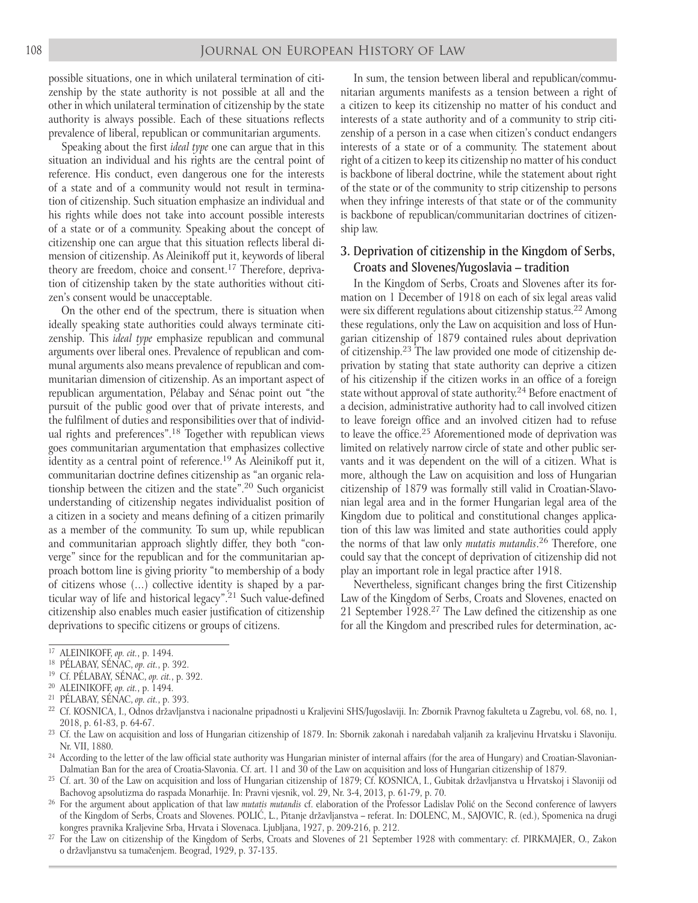possible situations, one in which unilateral termination of citizenship by the state authority is not possible at all and the other in which unilateral termination of citizenship by the state authority is always possible. Each of these situations reflects prevalence of liberal, republican or communitarian arguments.

Speaking about the first *ideal type* one can argue that in this situation an individual and his rights are the central point of reference. His conduct, even dangerous one for the interests of a state and of a community would not result in termination of citizenship. Such situation emphasize an individual and his rights while does not take into account possible interests of a state or of a community. Speaking about the concept of citizenship one can argue that this situation reflects liberal dimension of citizenship. As Aleinikoff put it, keywords of liberal theory are freedom, choice and consent.[17] Therefore, deprivation of citizenship taken by the state authorities without citizen's consent would be unacceptable.

On the other end of the spectrum, there is situation when ideally speaking state authorities could always terminate citizenship. This *ideal type* emphasize republican and communal arguments over liberal ones. Prevalence of republican and communal arguments also means prevalence of republican and communitarian dimension of citizenship. As an important aspect of republican argumentation, Pélabay and Sénac point out "the pursuit of the public good over that of private interests, and the fulfilment of duties and responsibilities over that of individual rights and preferences".[18] Together with republican views goes communitarian argumentation that emphasizes collective identity as a central point of reference.[19] As Aleinikoff put it, communitarian doctrine defines citizenship as "an organic relationship between the citizen and the state".[20] Such organicist understanding of citizenship negates individualist position of a citizen in a society and means defining of a citizen primarily as a member of the community. To sum up, while republican and communitarian approach slightly differ, they both "converge" since for the republican and for the communitarian approach bottom line is giving priority "to membership of a body of citizens whose (...) collective identity is shaped by a particular way of life and historical legacy".[21] Such value-defined citizenship also enables much easier justification of citizenship deprivations to specific citizens or groups of citizens.

In sum, the tension between liberal and republican/communitarian arguments manifests as a tension between a right of a citizen to keep its citizenship no matter of his conduct and interests of a state authority and of a community to strip citizenship of a person in a case when citizen's conduct endangers interests of a state or of a community. The statement about right of a citizen to keep its citizenship no matter of his conduct is backbone of liberal doctrine, while the statement about right of the state or of the community to strip citizenship to persons when they infringe interests of that state or of the community is backbone of republican/communitarian doctrines of citizenship law.

## 3. Deprivation of citizenship in the Kingdom of Serbs, Croats and Slovenes/Yugoslavia – tradition

In the Kingdom of Serbs, Croats and Slovenes after its formation on 1 December of 1918 on each of six legal areas valid were six different regulations about citizenship status.[22] Among these regulations, only the Law on acquisition and loss of Hungarian citizenship of 1879 contained rules about deprivation of citizenship.[23] The law provided one mode of citizenship deprivation by stating that state authority can deprive a citizen of his citizenship if the citizen works in an office of a foreign state without approval of state authority.[24] Before enactment of a decision, administrative authority had to call involved citizen to leave foreign office and an involved citizen had to refuse to leave the office.[25] Aforementioned mode of deprivation was limited on relatively narrow circle of state and other public servants and it was dependent on the will of a citizen. What is more, although the Law on acquisition and loss of Hungarian citizenship of 1879 was formally still valid in Croatian-Slavonian legal area and in the former Hungarian legal area of the Kingdom due to political and constitutional changes application of this law was limited and state authorities could apply the norms of that law only *mutatis mutandis*.[26] Therefore, one could say that the concept of deprivation of citizenship did not play an important role in legal practice after 1918.

Nevertheless, significant changes bring the first Citizenship Law of the Kingdom of Serbs, Croats and Slovenes, enacted on 21 September 1928.[27] The Law defined the citizenship as one for all the Kingdom and prescribed rules for determination, ac-

---

[17] ALEINIKOFF, *op. cit.*, p. 1494.

[18] PÉLABAY, SÉNAC, *op. cit.*, p. 392.

[19] Cf. PÉLABAY, SÉNAC, *op. cit.*, p. 392.

[20] ALEINIKOFF, *op. cit.*, p. 1494.

[21] PÉLABAY, SÉNAC, *op. cit.*, p. 393.

[22] Cf. KOSNICA, I., Odnos državljanstva i nacionalne pripadnosti u Kraljevini SHS/Jugoslaviji. In: Zbornik Pravnog fakulteta u Zagrebu, vol. 68, no. 1, 2018, p. 61-83, p. 64-67.

[23] Cf. the Law on acquisition and loss of Hungarian citizenship of 1879. In: Sbornik zakonah i naredabah valjanih za kraljevinu Hrvatsku i Slavoniju. Nr. VII, 1880.

[24] According to the letter of the law official state authority was Hungarian minister of internal affairs (for the area of Hungary) and Croatian-Slavonian-Dalmatian Ban for the area of Croatia-Slavonia. Cf. art. 11 and 30 of the Law on acquisition and loss of Hungarian citizenship of 1879.

[25] Cf. art. 30 of the Law on acquisition and loss of Hungarian citizenship of 1879; Cf. KOSNICA, I., Gubitak državljanstva u Hrvatskoj i Slavoniji od Bachovog apsolutizma do raspada Monarhije. In: Pravni vjesnik, vol. 29, Nr. 3-4, 2013, p. 61-79, p. 70.

[26] For the argument about application of that law *mutatis mutandis* cf. elaboration of the Professor Ladislav Polić on the Second conference of lawyers of the Kingdom of Serbs, Croats and Slovenes. POLIĆ, L., Pitanje državljanstva – referat. In: DOLENC, M., SAJOVIC, R. (ed.), Spomenica na drugi kongres pravnika Kraljevine Srba, Hrvata i Slovenaca. Ljubljana, 1927, p. 209-216, p. 212.

[27] For the Law on citizenship of the Kingdom of Serbs, Croats and Slovenes of 21 September 1928 with commentary: cf. PIRKMAJER, O., Zakon o državljanstvu sa tumačenjem. Beograd, 1929, p. 37-135.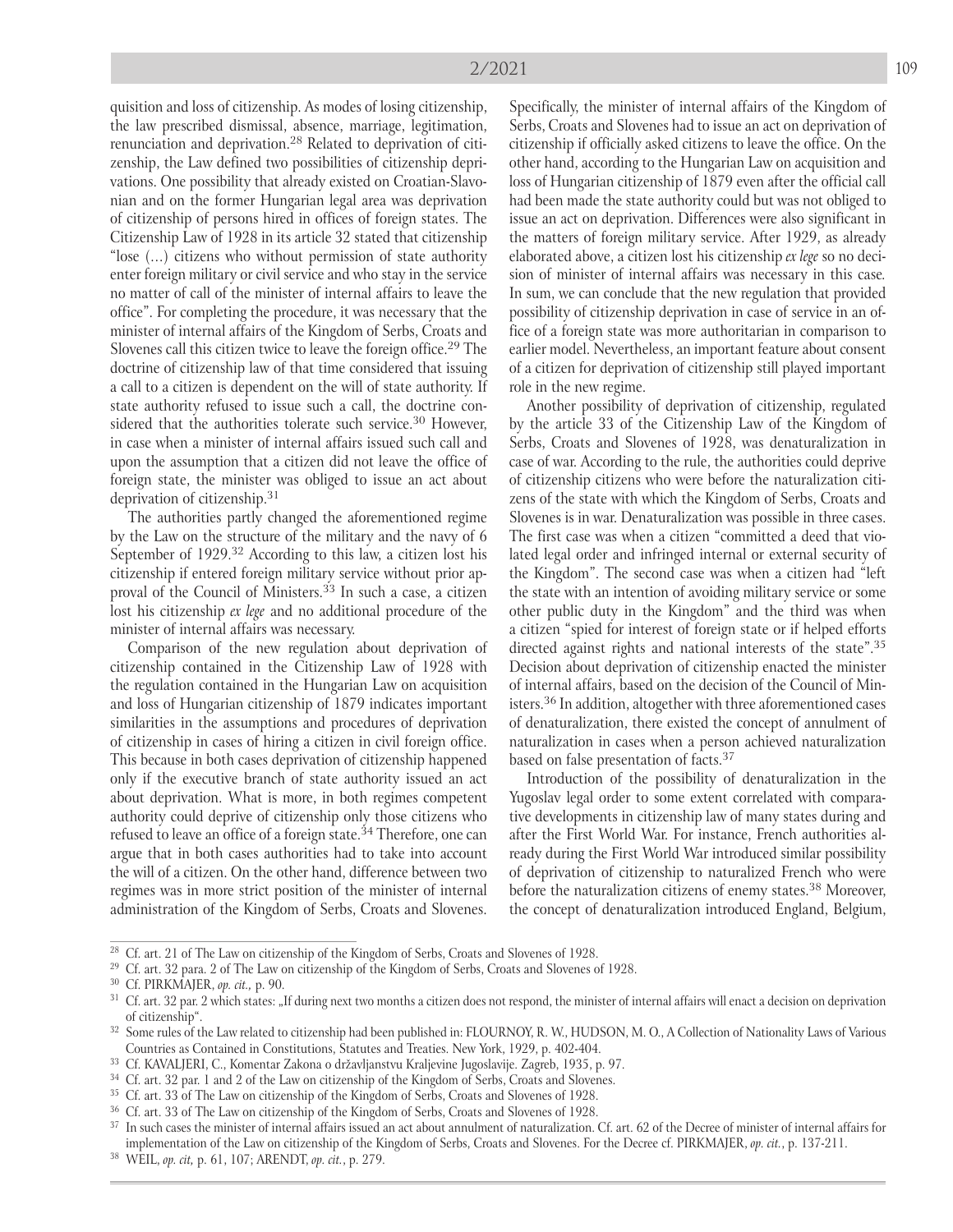quisition and loss of citizenship. As modes of losing citizenship, the law prescribed dismissal, absence, marriage, legitimation, renunciation and deprivation.[28] Related to deprivation of citizenship, the Law defined two possibilities of citizenship deprivations. One possibility that already existed on Croatian-Slavonian and on the former Hungarian legal area was deprivation of citizenship of persons hired in offices of foreign states. The Citizenship Law of 1928 in its article 32 stated that citizenship "lose (...) citizens who without permission of state authority enter foreign military or civil service and who stay in the service no matter of call of the minister of internal affairs to leave the office". For completing the procedure, it was necessary that the minister of internal affairs of the Kingdom of Serbs, Croats and Slovenes call this citizen twice to leave the foreign office.[29] The doctrine of citizenship law of that time considered that issuing a call to a citizen is dependent on the will of state authority. If state authority refused to issue such a call, the doctrine considered that the authorities tolerate such service.[30] However, in case when a minister of internal affairs issued such call and upon the assumption that a citizen did not leave the office of foreign state, the minister was obliged to issue an act about deprivation of citizenship.[31]

The authorities partly changed the aforementioned regime by the Law on the structure of the military and the navy of 6 September of 1929.[32] According to this law, a citizen lost his citizenship if entered foreign military service without prior approval of the Council of Ministers.[33] In such a case, a citizen lost his citizenship *ex lege* and no additional procedure of the minister of internal affairs was necessary.

Comparison of the new regulation about deprivation of citizenship contained in the Citizenship Law of 1928 with the regulation contained in the Hungarian Law on acquisition and loss of Hungarian citizenship of 1879 indicates important similarities in the assumptions and procedures of deprivation of citizenship in cases of hiring a citizen in civil foreign office. This because in both cases deprivation of citizenship happened only if the executive branch of state authority issued an act about deprivation. What is more, in both regimes competent authority could deprive of citizenship only those citizens who refused to leave an office of a foreign state.[34] Therefore, one can argue that in both cases authorities had to take into account the will of a citizen. On the other hand, difference between two regimes was in more strict position of the minister of internal administration of the Kingdom of Serbs, Croats and Slovenes. Specifically, the minister of internal affairs of the Kingdom of Serbs, Croats and Slovenes had to issue an act on deprivation of citizenship if officially asked citizens to leave the office. On the other hand, according to the Hungarian Law on acquisition and loss of Hungarian citizenship of 1879 even after the official call had been made the state authority could but was not obliged to issue an act on deprivation. Differences were also significant in the matters of foreign military service. After 1929, as already elaborated above, a citizen lost his citizenship *ex lege* so no decision of minister of internal affairs was necessary in this case. In sum, we can conclude that the new regulation that provided possibility of citizenship deprivation in case of service in an office of a foreign state was more authoritarian in comparison to earlier model. Nevertheless, an important feature about consent of a citizen for deprivation of citizenship still played important role in the new regime.

Another possibility of deprivation of citizenship, regulated by the article 33 of the Citizenship Law of the Kingdom of Serbs, Croats and Slovenes of 1928, was denaturalization in case of war. According to the rule, the authorities could deprive of citizenship citizens who were before the naturalization citizens of the state with which the Kingdom of Serbs, Croats and Slovenes is in war. Denaturalization was possible in three cases. The first case was when a citizen "committed a deed that violated legal order and infringed internal or external security of the Kingdom". The second case was when a citizen had "left the state with an intention of avoiding military service or some other public duty in the Kingdom" and the third was when a citizen "spied for interest of foreign state or if helped efforts directed against rights and national interests of the state".[35] Decision about deprivation of citizenship enacted the minister of internal affairs, based on the decision of the Council of Ministers.[36] In addition, altogether with three aforementioned cases of denaturalization, there existed the concept of annulment of naturalization in cases when a person achieved naturalization based on false presentation of facts.[37]

Introduction of the possibility of denaturalization in the Yugoslav legal order to some extent correlated with comparative developments in citizenship law of many states during and after the First World War. For instance, French authorities already during the First World War introduced similar possibility of deprivation of citizenship to naturalized French who were before the naturalization citizens of enemy states.[38] Moreover, the concept of denaturalization introduced England, Belgium,

---

[28] Cf. art. 21 of The Law on citizenship of the Kingdom of Serbs, Croats and Slovenes of 1928.

[29] Cf. art. 32 para. 2 of The Law on citizenship of the Kingdom of Serbs, Croats and Slovenes of 1928.

[30] Cf. PIRKMAJER, *op. cit.*, p. 90.

[31] Cf. art. 32 par. 2 which states: „If during next two months a citizen does not respond, the minister of internal affairs will enact a decision on deprivation of citizenship".

[32] Some rules of the Law related to citizenship had been published in: FLOURNOY, R. W., HUDSON, M. O., A Collection of Nationality Laws of Various Countries as Contained in Constitutions, Statutes and Treaties. New York, 1929, p. 402-404.

[33] Cf. KAVALJERI, C., Komentar Zakona o državljanstvu Kraljevine Jugoslavije. Zagreb, 1935, p. 97.

[34] Cf. art. 32 par. 1 and 2 of the Law on citizenship of the Kingdom of Serbs, Croats and Slovenes.

[35] Cf. art. 33 of The Law on citizenship of the Kingdom of Serbs, Croats and Slovenes of 1928.

[36] Cf. art. 33 of The Law on citizenship of the Kingdom of Serbs, Croats and Slovenes of 1928.

[37] In such cases the minister of internal affairs issued an act about annulment of naturalization. Cf. art. 62 of the Decree of minister of internal affairs for implementation of the Law on citizenship of the Kingdom of Serbs, Croats and Slovenes. For the Decree cf. PIRKMAJER, *op. cit.*, p. 137-211.

[38] WEIL, *op. cit,* p. 61, 107; ARENDT, *op. cit.*, p. 279.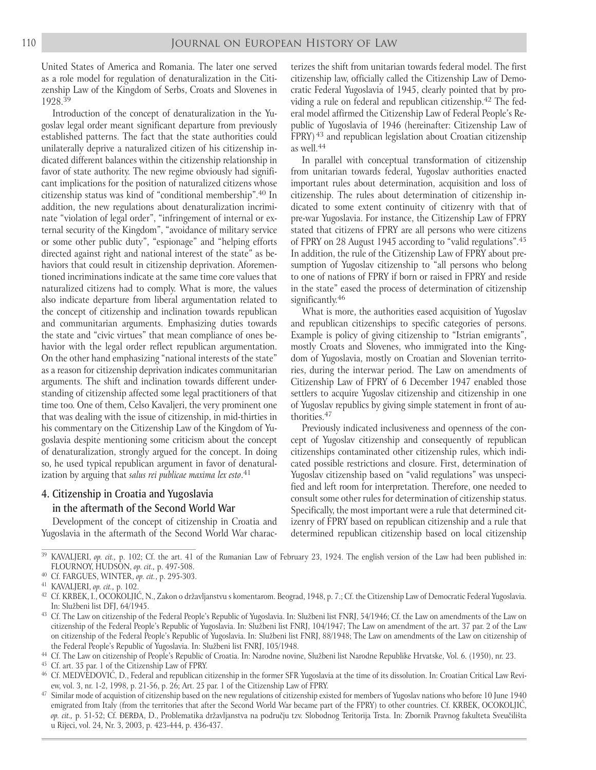United States of America and Romania. The later one served as a role model for regulation of denaturalization in the Citizenship Law of the Kingdom of Serbs, Croats and Slovenes in 1928.[39]

Introduction of the concept of denaturalization in the Yugoslav legal order meant significant departure from previously established patterns. The fact that the state authorities could unilaterally deprive a naturalized citizen of his citizenship indicated different balances within the citizenship relationship in favor of state authority. The new regime obviously had significant implications for the position of naturalized citizens whose citizenship status was kind of "conditional membership".[40] In addition, the new regulations about denaturalization incriminate "violation of legal order", "infringement of internal or external security of the Kingdom", "avoidance of military service or some other public duty", "espionage" and "helping efforts directed against right and national interest of the state" as behaviors that could result in citizenship deprivation. Aforementioned incriminations indicate at the same time core values that naturalized citizens had to comply. What is more, the values also indicate departure from liberal argumentation related to the concept of citizenship and inclination towards republican and communitarian arguments. Emphasizing duties towards the state and "civic virtues" that mean compliance of ones behavior with the legal order reflect republican argumentation. On the other hand emphasizing "national interests of the state" as a reason for citizenship deprivation indicates communitarian arguments. The shift and inclination towards different understanding of citizenship affected some legal practitioners of that time too. One of them, Celso Kavaljeri, the very prominent one that was dealing with the issue of citizenship, in mid-thirties in his commentary on the Citizenship Law of the Kingdom of Yugoslavia despite mentioning some criticism about the concept of denaturalization, strongly argued for the concept. In doing so, he used typical republican argument in favor of denaturalization by arguing that *salus rei publicae maxima lex esto*.[41]

## 4. Citizenship in Croatia and Yugoslavia in the aftermath of the Second World War

Development of the concept of citizenship in Croatia and Yugoslavia in the aftermath of the Second World War characterizes the shift from unitarian towards federal model. The first citizenship law, officially called the Citizenship Law of Democratic Federal Yugoslavia of 1945, clearly pointed that by providing a rule on federal and republican citizenship.[42] The federal model affirmed the Citizenship Law of Federal People's Republic of Yugoslavia of 1946 (hereinafter: Citizenship Law of FPRY)[43] and republican legislation about Croatian citizenship as well.[44]

In parallel with conceptual transformation of citizenship from unitarian towards federal, Yugoslav authorities enacted important rules about determination, acquisition and loss of citizenship. The rules about determination of citizenship indicated to some extent continuity of citizenry with that of pre-war Yugoslavia. For instance, the Citizenship Law of FPRY stated that citizens of FPRY are all persons who were citizens of FPRY on 28 August 1945 according to "valid regulations".[45] In addition, the rule of the Citizenship Law of FPRY about presumption of Yugoslav citizenship to "all persons who belong to one of nations of FPRY if born or raised in FPRY and reside in the state" eased the process of determination of citizenship significantly.[46]

What is more, the authorities eased acquisition of Yugoslav and republican citizenships to specific categories of persons. Example is policy of giving citizenship to "Istrian emigrants", mostly Croats and Slovenes, who immigrated into the Kingdom of Yugoslavia, mostly on Croatian and Slovenian territories, during the interwar period. The Law on amendments of Citizenship Law of FPRY of 6 December 1947 enabled those settlers to acquire Yugoslav citizenship and citizenship in one of Yugoslav republics by giving simple statement in front of authorities.[47]

Previously indicated inclusiveness and openness of the concept of Yugoslav citizenship and consequently of republican citizenships contaminated other citizenship rules, which indicated possible restrictions and closure. First, determination of Yugoslav citizenship based on "valid regulations" was unspecified and left room for interpretation. Therefore, one needed to consult some other rules for determination of citizenship status. Specifically, the most importent were a rule that determined citizenry of FPRY based on republican citizenship and a rule that determined republican citizenship based on local citizenship

---

[39] KAVALJERI, *op. cit.*, p. 102; Cf. the art. 41 of the Rumanian Law of February 23, 1924. The english version of the Law had been published in: FLOURNOY, HUDSON, *op. cit.*, p. 497-508.

[40] Cf. FARGUES, WINTER, *op. cit.*, p. 295-303.

[41] KAVALJERI, *op. cit.*, p. 102.

[42] Cf. KRBEK, I., OCOKOLJIĆ, N., Zakon o državljanstvu s komentarom. Beograd, 1948, p. 7.; Cf. the Citizenship Law of Democratic Federal Yugoslavia. In: Službeni list DFJ, 64/1945.

[43] Cf. The Law on citizenship of the Federal People's Republic of Yugoslavia. In: Službeni list FNRJ, 54/1946; Cf. the Law on amendments of the Law on citizenship of the Federal People's Republic of Yugoslavia. In: Službeni list FNRJ, 104/1947; The Law on amendment of the art. 37 par. 2 of the Law on citizenship of the Federal People's Republic of Yugoslavia. In: Službeni list FNRJ, 88/1948; The Law on amendments of the Law on citizenship of the Federal People's Republic of Yugoslavia. In: Službeni list FNRJ, 105/1948.

[44] Cf. The Law on citizenship of People's Republic of Croatia. In: Narodne novine, Službeni list Narodne Republike Hrvatske, Vol. 6. (1950), nr. 23.

[45] Cf. art. 35 par. 1 of the Citizenship Law of FPRY.

[46] Cf. MEDVEDOVIĆ, D., Federal and republican citizenship in the former SFR Yugoslavia at the time of its dissolution. In: Croatian Critical Law Review, vol. 3, nr. 1-2, 1998, p. 21-56, p. 26; Art. 25 par. 1 of the Citizenship Law of FPRY.

[47] Similar mode of acquistion of citizenship based on the new regulations of citizenship existed for members of Yugoslav nations who before 10 June 1940 emigrated from Italy (from the territories that after the Second World War became part of the FPRY) to other countries. Cf. KRBEK, OCOKOLJIĆ, *op. cit.*, p. 51-52; Cf. ĐERĐA, D., Problematika državljanstva na području tzv. Slobodnog Teritorija Trsta. In: Zbornik Pravnog fakulteta Sveučilišta u Rijeci, vol. 24, Nr. 3, 2003, p. 423-444, p. 436-437.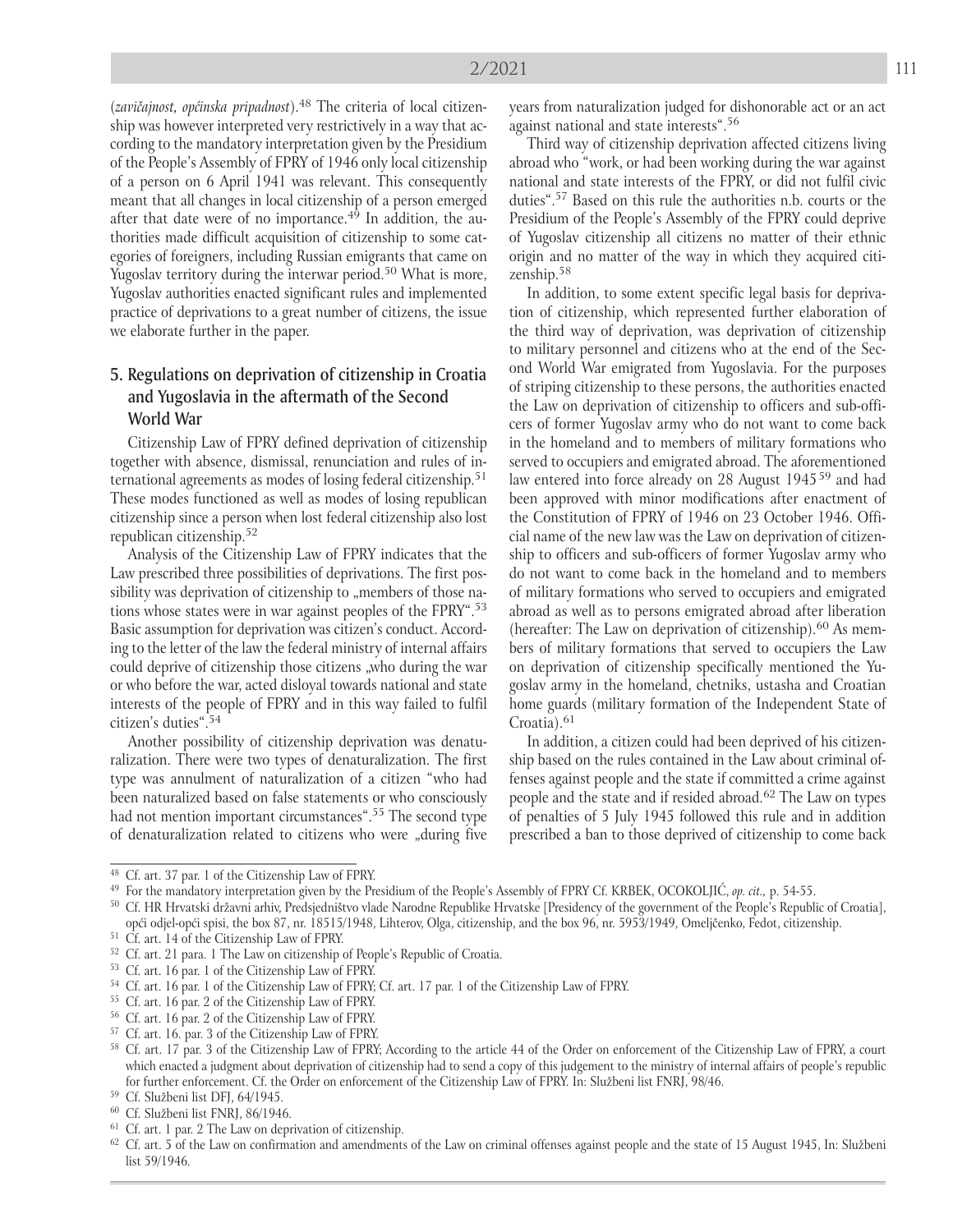(*zavičajnost, općinska pripadnost*).[48] The criteria of local citizenship was however interpreted very restrictively in a way that according to the mandatory interpretation given by the Presidium of the People's Assembly of FPRY of 1946 only local citizenship of a person on 6 April 1941 was relevant. This consequently meant that all changes in local citizenship of a person emerged after that date were of no importance.[49] In addition, the authorities made difficult acquisition of citizenship to some categories of foreigners, including Russian emigrants that came on Yugoslav territory during the interwar period.[50] What is more, Yugoslav authorities enacted significant rules and implemented practice of deprivations to a great number of citizens, the issue we elaborate further in the paper.

## 5. Regulations on deprivation of citizenship in Croatia and Yugoslavia in the aftermath of the Second World War

Citizenship Law of FPRY defined deprivation of citizenship together with absence, dismissal, renunciation and rules of international agreements as modes of losing federal citizenship.[51] These modes functioned as well as modes of losing republican citizenship since a person when lost federal citizenship also lost republican citizenship.[52]

Analysis of the Citizenship Law of FPRY indicates that the Law prescribed three possibilities of deprivations. The first possibility was deprivation of citizenship to „members of those nations whose states were in war against peoples of the FPRY".[53] Basic assumption for deprivation was citizen's conduct. According to the letter of the law the federal ministry of internal affairs could deprive of citizenship those citizens „who during the war or who before the war, acted disloyal towards national and state interests of the people of FPRY and in this way failed to fulfil citizen's duties".[54]

Another possibility of citizenship deprivation was denaturalization. There were two types of denaturalization. The first type was annulment of naturalization of a citizen "who had been naturalized based on false statements or who consciously had not mention important circumstances".[55] The second type of denaturalization related to citizens who were „during five years from naturalization judged for dishonorable act or an act against national and state interests".[56]

Third way of citizenship deprivation affected citizens living abroad who "work, or had been working during the war against national and state interests of the FPRY, or did not fulfil civic duties".[57] Based on this rule the authorities n.b. courts or the Presidium of the People's Assembly of the FPRY could deprive of Yugoslav citizenship all citizens no matter of their ethnic origin and no matter of the way in which they acquired citizenship.[58]

In addition, to some extent specific legal basis for deprivation of citizenship, which represented further elaboration of the third way of deprivation, was deprivation of citizenship to military personnel and citizens who at the end of the Second World War emigrated from Yugoslavia. For the purposes of striping citizenship to these persons, the authorities enacted the Law on deprivation of citizenship to officers and sub-officers of former Yugoslav army who do not want to come back in the homeland and to members of military formations who served to occupiers and emigrated abroad. The aforementioned law entered into force already on 28 August 1945[59] and had been approved with minor modifications after enactment of the Constitution of FPRY of 1946 on 23 October 1946. Official name of the new law was the Law on deprivation of citizenship to officers and sub-officers of former Yugoslav army who do not want to come back in the homeland and to members of military formations who served to occupiers and emigrated abroad as well as to persons emigrated abroad after liberation (hereafter: The Law on deprivation of citizenship).[60] As members of military formations that served to occupiers the Law on deprivation of citizenship specifically mentioned the Yugoslav army in the homeland, chetniks, ustasha and Croatian home guards (military formation of the Independent State of Croatia).[61]

In addition, a citizen could had been deprived of his citizenship based on the rules contained in the Law about criminal offenses against people and the state if committed a crime against people and the state and if resided abroad.[62] The Law on types of penalties of 5 July 1945 followed this rule and in addition prescribed a ban to those deprived of citizenship to come back

---

[48] Cf. art. 37 par. 1 of the Citizenship Law of FPRY.

[49] For the mandatory interpretation given by the Presidium of the People's Assembly of FPRY Cf. KRBEK, OCOKOLJIĆ, *op. cit.*, p. 54-55.

[50] Cf. HR Hrvatski državni arhiv, Predsjedništvo vlade Narodne Republike Hrvatske [Presidency of the government of the People's Republic of Croatia], opći odjel-opći spisi, the box 87, nr. 18515/1948, Lihterov, Olga, citizenship, and the box 96, nr. 5953/1949, Omeljčenko, Fedot, citizenship.

[51] Cf. art. 14 of the Citizenship Law of FPRY.

[52] Cf. art. 21 para. 1 The Law on citizenship of People's Republic of Croatia.

[53] Cf. art. 16 par. 1 of the Citizenship Law of FPRY.

[54] Cf. art. 16 par. 1 of the Citizenship Law of FPRY; Cf. art. 17 par. 1 of the Citizenship Law of FPRY.

[55] Cf. art. 16 par. 2 of the Citizenship Law of FPRY.

[56] Cf. art. 16 par. 2 of the Citizenship Law of FPRY.

[57] Cf. art. 16. par. 3 of the Citizenship Law of FPRY.

[58] Cf. art. 17 par. 3 of the Citizenship Law of FPRY; According to the article 44 of the Order on enforcement of the Citizenship Law of FPRY, a court which enacted a judgment about deprivation of citizenship had to send a copy of this judgement to the ministry of internal affairs of people's republic for further enforcement. Cf. the Order on enforcement of the Citizenship Law of FPRY. In: Službeni list FNRJ, 98/46.

[59] Cf. Službeni list DFJ, 64/1945.

[60] Cf. Službeni list FNRJ, 86/1946.

[61] Cf. art. 1 par. 2 The Law on deprivation of citizenship.

[62] Cf. art. 5 of the Law on confirmation and amendments of the Law on criminal offenses against people and the state of 15 August 1945, In: Službeni list 59/1946.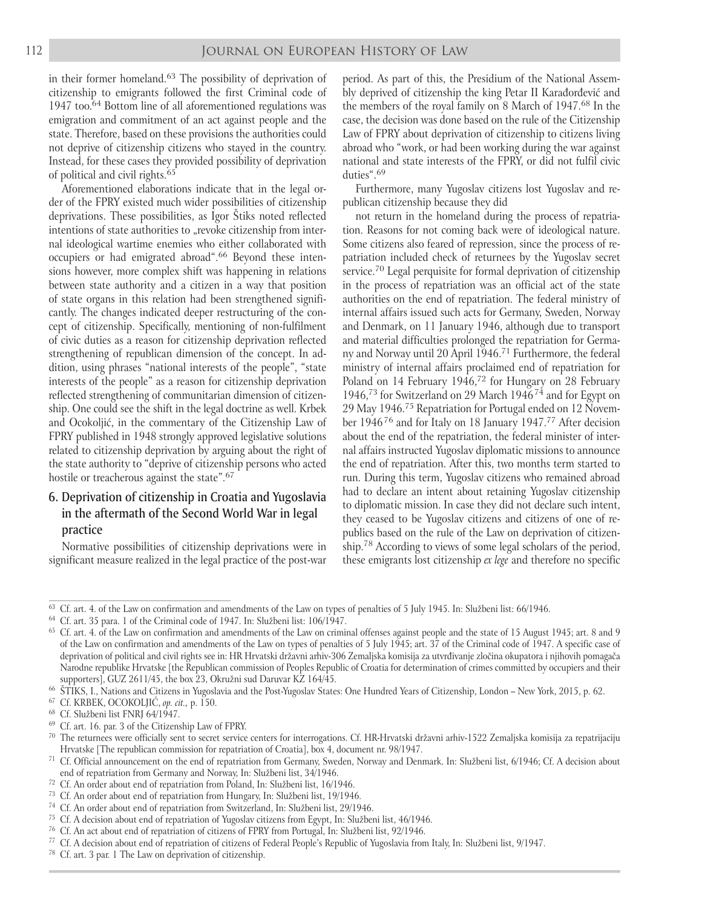in their former homeland.[63] The possibility of deprivation of citizenship to emigrants followed the first Criminal code of 1947 too.[64] Bottom line of all aforementioned regulations was emigration and commitment of an act against people and the state. Therefore, based on these provisions the authorities could not deprive of citizenship citizens who stayed in the country. Instead, for these cases they provided possibility of deprivation of political and civil rights.[65]

Aforementioned elaborations indicate that in the legal order of the FPRY existed much wider possibilities of citizenship deprivations. These possibilities, as Igor Štiks noted reflected intentions of state authorities to „revoke citizenship from internal ideological wartime enemies who either collaborated with occupiers or had emigrated abroad".[66] Beyond these intensions however, more complex shift was happening in relations between state authority and a citizen in a way that position of state organs in this relation had been strengthened significantly. The changes indicated deeper restructuring of the concept of citizenship. Specifically, mentioning of non-fulfilment of civic duties as a reason for citizenship deprivation reflected strengthening of republican dimension of the concept. In addition, using phrases "national interests of the people", "state interests of the people" as a reason for citizenship deprivation reflected strengthening of communitarian dimension of citizenship. One could see the shift in the legal doctrine as well. Krbek and Ocokoljić, in the commentary of the Citizenship Law of FPRY published in 1948 strongly approved legislative solutions related to citizenship deprivation by arguing about the right of the state authority to "deprive of citizenship persons who acted hostile or treacherous against the state".[67]

## 6. Deprivation of citizenship in Croatia and Yugoslavia in the aftermath of the Second World War in legal practice

Normative possibilities of citizenship deprivations were in significant measure realized in the legal practice of the post-war period. As part of this, the Presidium of the National Assembly deprived of citizenship the king Petar II Karađorđević and the members of the royal family on 8 March of 1947.[68] In the case, the decision was done based on the rule of the Citizenship Law of FPRY about deprivation of citizenship to citizens living abroad who "work, or had been working during the war against national and state interests of the FPRY, or did not fulfil civic duties".[69]

Furthermore, many Yugoslav citizens lost Yugoslav and republican citizenship because they did not return in the homeland during the process of repatriation. Reasons for not coming back were of ideological nature. Some citizens also feared of repression, since the process of repatriation included check of returnees by the Yugoslav secret service.[70] Legal perquisite for formal deprivation of citizenship in the process of repatriation was an official act of the state authorities on the end of repatriation. The federal ministry of internal affairs issued such acts for Germany, Sweden, Norway and Denmark, on 11 January 1946, although due to transport and material difficulties prolonged the repatriation for Germany and Norway until 20 April 1946.[71] Furthermore, the federal ministry of internal affairs proclaimed end of repatriation for Poland on 14 February 1946,[72] for Hungary on 28 February 1946,[73] for Switzerland on 29 March 1946[74] and for Egypt on 29 May 1946.[75] Repatriation for Portugal ended on 12 November 1946[76] and for Italy on 18 January 1947.[77] After decision about the end of the repatriation, the federal minister of internal affairs instructed Yugoslav diplomatic missions to announce the end of repatriation. After this, two months term started to run. During this term, Yugoslav citizens who remained abroad had to declare an intent about retaining Yugoslav citizenship to diplomatic mission. In case they did not declare such intent, they ceased to be Yugoslav citizens and citizens of one of republics based on the rule of the Law on deprivation of citizenship.[78] According to views of some legal scholars of the period, these emigrants lost citizenship *ex lege* and therefore no specific

---

[63] Cf. art. 4. of the Law on confirmation and amendments of the Law on types of penalties of 5 July 1945. In: Službeni list: 66/1946.

[64] Cf. art. 35 para. 1 of the Criminal code of 1947. In: Službeni list: 106/1947.

[65] Cf. art. 4. of the Law on confirmation and amendments of the Law on criminal offenses against people and the state of 15 August 1945; art. 8 and 9 of the Law on confirmation and amendments of the Law on types of penalties of 5 July 1945; art. 37 of the Criminal code of 1947. A specific case of deprivation of political and civil rights see in: HR Hrvatski državni arhiv-306 Zemaljska komisija za utvrđivanje zločina okupatora i njihovih pomagača Narodne republike Hrvatske [the Republican commission of Peoples Republic of Croatia for determination of crimes committed by occupiers and their supporters], GUZ 2611/45, the box 23, Okružni sud Daruvar KZ 164/45.

[66] ŠTIKS, I., Nations and Citizens in Yugoslavia and the Post-Yugoslav States: One Hundred Years of Citizenship, London – New York, 2015, p. 62.

[67] Cf. KRBEK, OCOKOLJIĆ, *op. cit.*, p. 150.

[68] Cf. Službeni list FNRJ 64/1947.

[69] Cf. art. 16. par. 3 of the Citizenship Law of FPRY.

[70] The returnees were officially sent to secret service centers for interrogations. Cf. HR-Hrvatski državni arhiv-1522 Zemaljska komisija za repatrijaciju Hrvatske [The republican commission for repatriation of Croatia], box 4, document nr. 98/1947.

[71] Cf. Official announcement on the end of repatriation from Germany, Sweden, Norway and Denmark. In: Službeni list, 6/1946; Cf. A decision about end of repatriation from Germany and Norway, In: Službeni list, 34/1946.

[72] Cf. An order about end of repatriation from Poland, In: Službeni list, 16/1946.

[73] Cf. An order about end of repatriation from Hungary, In: Službeni list, 19/1946.

[74] Cf. An order about end of repatriation from Switzerland, In: Službeni list, 29/1946.

[75] Cf. A decision about end of repatriation of Yugoslav citizens from Egypt, In: Službeni list, 46/1946.

[76] Cf. An act about end of repatriation of citizens of FPRY from Portugal, In: Službeni list, 92/1946.

[77] Cf. A decision about end of repatriation of citizens of Federal People's Republic of Yugoslavia from Italy, In: Službeni list, 9/1947.

[78] Cf. art. 3 par. 1 The Law on deprivation of citizenship.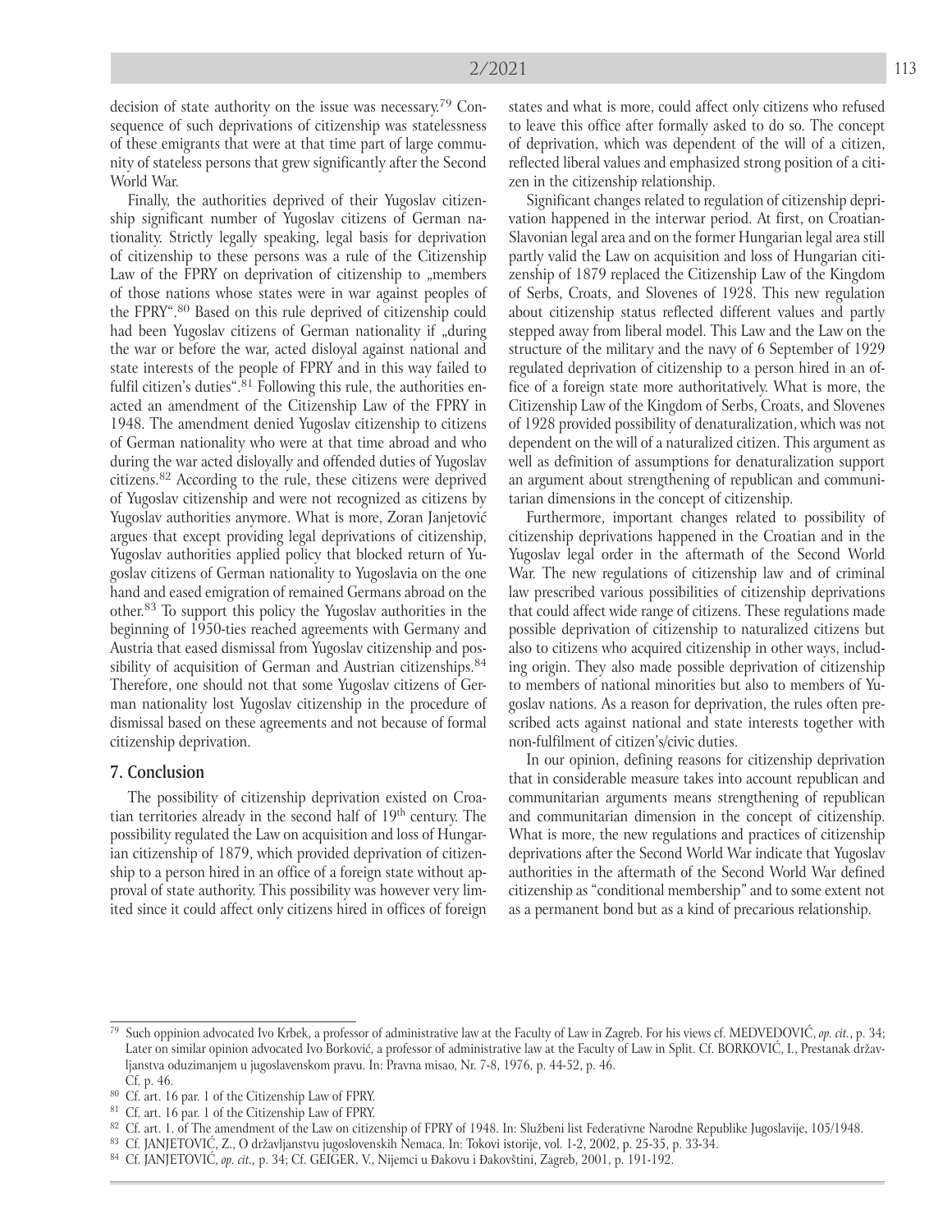decision of state authority on the issue was necessary.[79] Consequence of such deprivations of citizenship was statelessness of these emigrants that were at that time part of large community of stateless persons that grew significantly after the Second World War.

Finally, the authorities deprived of their Yugoslav citizenship significant number of Yugoslav citizens of German nationality. Strictly legally speaking, legal basis for deprivation of citizenship to these persons was a rule of the Citizenship Law of the FPRY on deprivation of citizenship to „members of those nations whose states were in war against peoples of the FPRY".[80] Based on this rule deprived of citizenship could had been Yugoslav citizens of German nationality if „during the war or before the war, acted disloyal against national and state interests of the people of FPRY and in this way failed to fulfil citizen's duties".[81] Following this rule, the authorities enacted an amendment of the Citizenship Law of the FPRY in 1948. The amendment denied Yugoslav citizenship to citizens of German nationality who were at that time abroad and who during the war acted disloyally and offended duties of Yugoslav citizens.[82] According to the rule, these citizens were deprived of Yugoslav citizenship and were not recognized as citizens by Yugoslav authorities anymore. What is more, Zoran Janjetović argues that except providing legal deprivations of citizenship, Yugoslav authorities applied policy that blocked return of Yugoslav citizens of German nationality to Yugoslavia on the one hand and eased emigration of remained Germans abroad on the other.[83] To support this policy the Yugoslav authorities in the beginning of 1950-ties reached agreements with Germany and Austria that eased dismissal from Yugoslav citizenship and possibility of acquisition of German and Austrian citizenships.[84] Therefore, one should not that some Yugoslav citizens of German nationality lost Yugoslav citizenship in the procedure of dismissal based on these agreements and not because of formal citizenship deprivation.

## 7. Conclusion

The possibility of citizenship deprivation existed on Croatian territories already in the second half of 19th century. The possibility regulated the Law on acquisition and loss of Hungarian citizenship of 1879, which provided deprivation of citizenship to a person hired in an office of a foreign state without approval of state authority. This possibility was however very limited since it could affect only citizens hired in offices of foreign states and what is more, could affect only citizens who refused to leave this office after formally asked to do so. The concept of deprivation, which was dependent of the will of a citizen, reflected liberal values and emphasized strong position of a citizen in the citizenship relationship.

Significant changes related to regulation of citizenship deprivation happened in the interwar period. At first, on Croatian-Slavonian legal area and on the former Hungarian legal area still partly valid the Law on acquisition and loss of Hungarian citizenship of 1879 replaced the Citizenship Law of the Kingdom of Serbs, Croats, and Slovenes of 1928. This new regulation about citizenship status reflected different values and partly stepped away from liberal model. This Law and the Law on the structure of the military and the navy of 6 September of 1929 regulated deprivation of citizenship to a person hired in an office of a foreign state more authoritatively. What is more, the Citizenship Law of the Kingdom of Serbs, Croats, and Slovenes of 1928 provided possibility of denaturalization, which was not dependent on the will of a naturalized citizen. This argument as well as definition of assumptions for denaturalization support an argument about strengthening of republican and communitarian dimensions in the concept of citizenship.

Furthermore, important changes related to possibility of citizenship deprivations happened in the Croatian and in the Yugoslav legal order in the aftermath of the Second World War. The new regulations of citizenship law and of criminal law prescribed various possibilities of citizenship deprivations that could affect wide range of citizens. These regulations made possible deprivation of citizenship to naturalized citizens but also to citizens who acquired citizenship in other ways, including origin. They also made possible deprivation of citizenship to members of national minorities but also to members of Yugoslav nations. As a reason for deprivation, the rules often prescribed acts against national and state interests together with non-fulfilment of citizen's/civic duties.

In our opinion, defining reasons for citizenship deprivation that in considerable measure takes into account republican and communitarian arguments means strengthening of republican and communitarian dimension in the concept of citizenship. What is more, the new regulations and practices of citizenship deprivations after the Second World War indicate that Yugoslav authorities in the aftermath of the Second World War defined citizenship as "conditional membership" and to some extent not as a permanent bond but as a kind of precarious relationship.

---

[79] Such oppinion advocated Ivo Krbek, a professor of administrative law at the Faculty of Law in Zagreb. For his views cf. MEDVEDOVIĆ, *op. cit.*, p. 34; Later on similar opinion advocated Ivo Borković, a professor of administrative law at the Faculty of Law in Split. Cf. BORKOVIĆ, I., Prestanak državljanstva oduzimanjem u jugoslavenskom pravu. In: Pravna misao, Nr. 7-8, 1976, p. 44-52, p. 46. Cf. p. 46.

[80] Cf. art. 16 par. 1 of the Citizenship Law of FPRY.

[81] Cf. art. 16 par. 1 of the Citizenship Law of FPRY.

[82] Cf. art. 1. of The amendment of the Law on citizenship of FPRY of 1948. In: Službeni list Federativne Narodne Republike Jugoslavije, 105/1948.

[83] Cf. JANJETOVIĆ, Z., O državljanstvu jugoslovenskih Nemaca. In: Tokovi istorije, vol. 1-2, 2002, p. 25-35, p. 33-34.

[84] Cf. JANJETOVIĆ, *op. cit.*, p. 34; Cf. GEIGER, V., Nijemci u Đakovu i Đakovštini, Zagreb, 2001, p. 191-192.